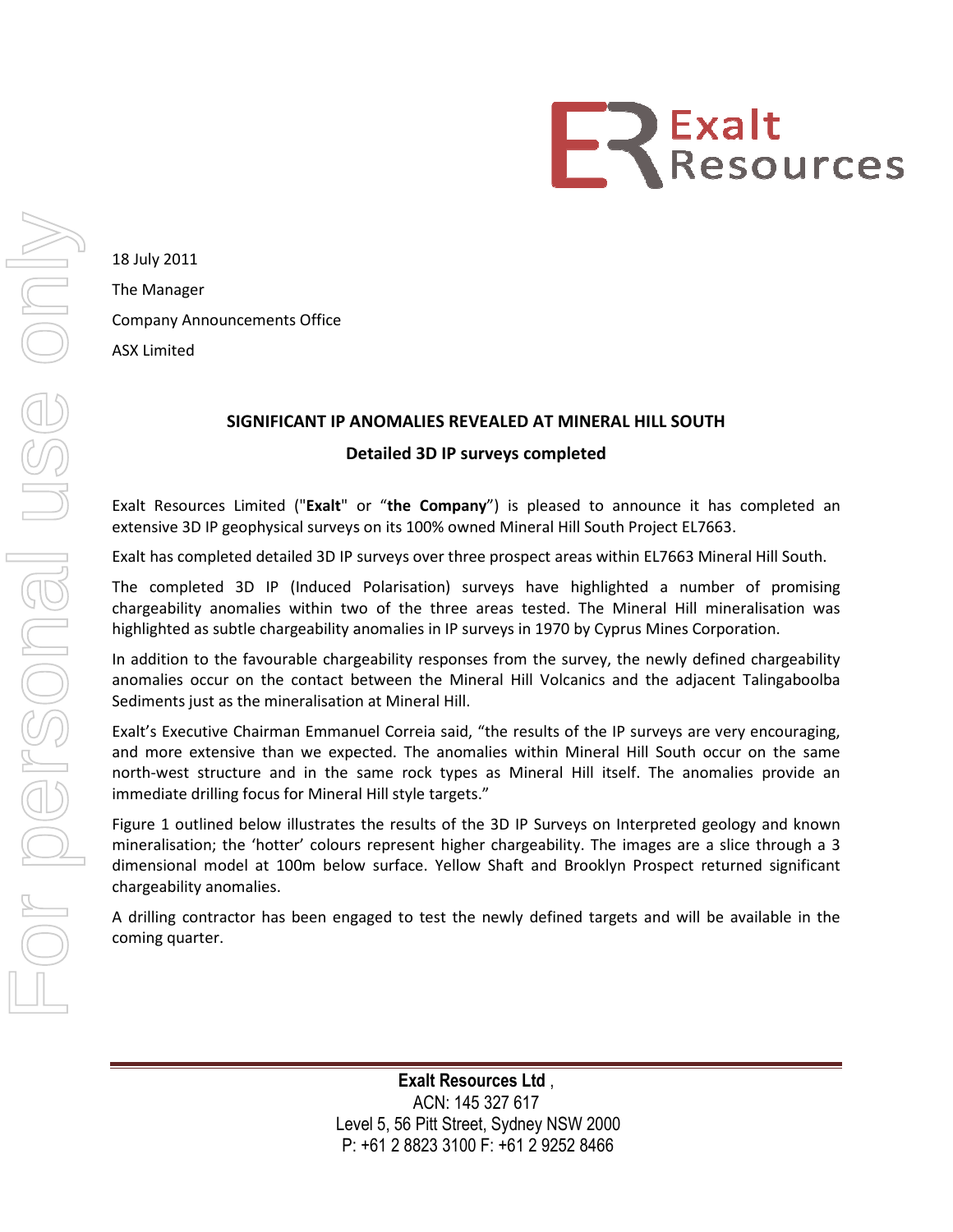18 July 2011

The Manager

Company Announcements Office

ASX Limited

## SIGNIFICANT IP ANOMALIES REVEALED AT MINERAL HILL SOUTH

### Detailed 3D IP surveys completed

Exalt Resources Limited ("**Exalt**" or "**the Company**") is pleased to announce it has completed an extensive 3D IP geophysical surveys on its 100% owned Mineral Hill South Project EL7663.

Exalt has completed detailed 3D IP surveys over three prospect areas within EL7663 Mineral Hill South.

The completed 3D IP (Induced Polarisation) surveys have highlighted a number of promising chargeability anomalies within two of the three areas tested. The Mineral Hill mineralisation was highlighted as subtle chargeability anomalies in IP surveys in 1970 by Cyprus Mines Corporation.

In addition to the favourable chargeability responses from the survey, the newly defined chargeability anomalies occur on the contact between the Mineral Hill Volcanics and the adjacent Talingaboolba Sediments just as the mineralisation at Mineral Hill.

Exalt's Executive Chairman Emmanuel Correia said, "the results of the IP surveys are very encouraging, and more extensive than we expected. The anomalies within Mineral Hill South occur on the same north-west structure and in the same rock types as Mineral Hill itself. The anomalies provide an immediate drilling focus for Mineral Hill style targets."

Figure 1 outlined below illustrates the results of the 3D IP Surveys on Interpreted geology and known mineralisation; the 'hotter' colours represent higher chargeability. The images are a slice through a 3 dimensional model at 100m below surface. Yellow Shaft and Brooklyn Prospect returned significant chargeability anomalies.

A drilling contractor has been engaged to test the newly defined targets and will be available in the coming quarter.

**Exalt Resources Ltd** ,
ACN: 145 327 617
Level 5, 56 Pitt Street, Sydney NSW 2000
P: +61 2 8823 3100 F: +61 2 9252 8466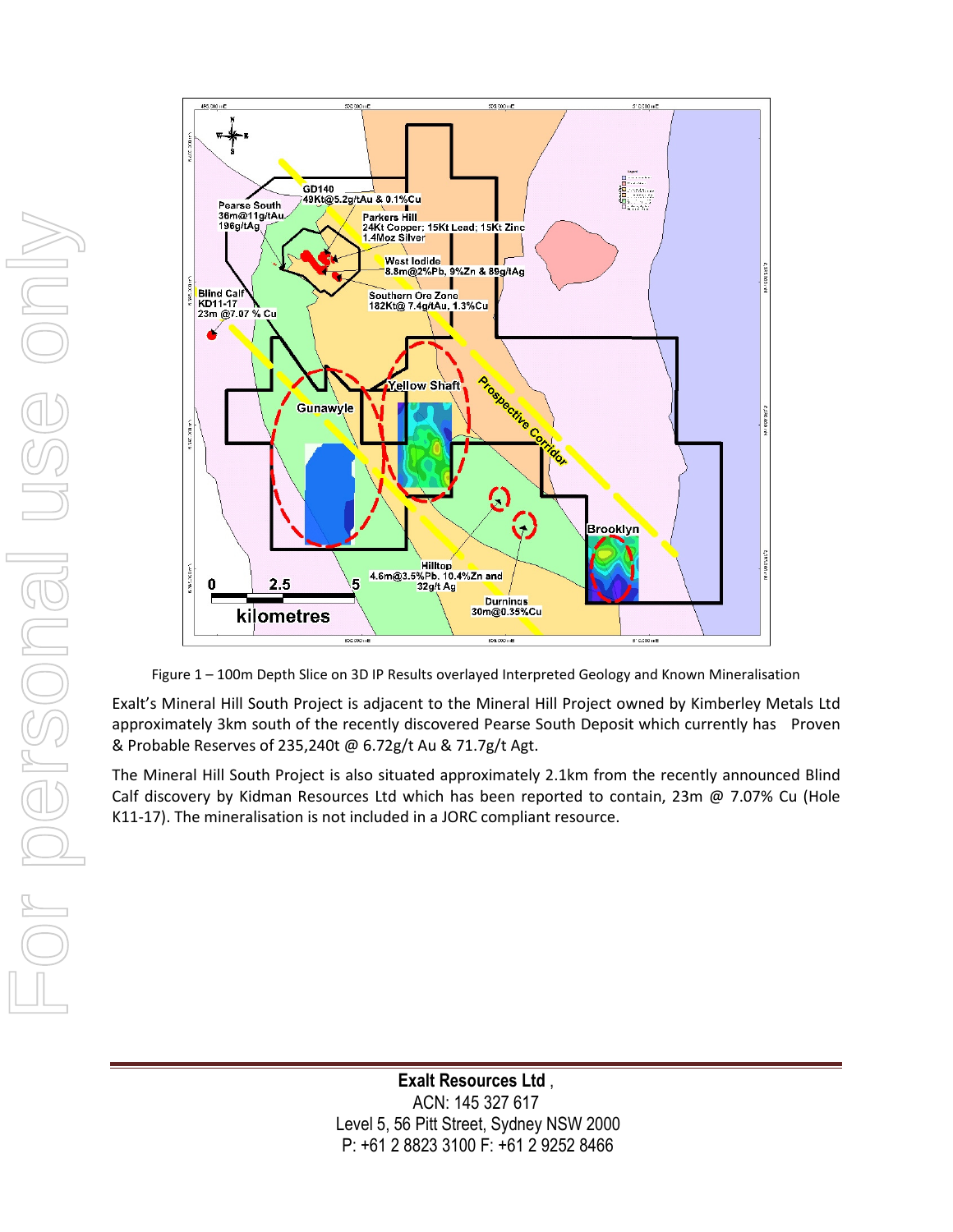Figure 1 – 100m Depth Slice on 3D IP Results overlayed Interpreted Geology and Known Mineralisation

Exalt's Mineral Hill South Project is adjacent to the Mineral Hill Project owned by Kimberley Metals Ltd approximately 3km south of the recently discovered Pearse South Deposit which currently has Proven & Probable Reserves of 235,240t @ 6.72g/t Au & 71.7g/t Agt.

The Mineral Hill South Project is also situated approximately 2.1km from the recently announced Blind Calf discovery by Kidman Resources Ltd which has been reported to contain, 23m @ 7.07% Cu (Hole K11-17). The mineralisation is not included in a JORC compliant resource.

**Exalt Resources Ltd** ,
ACN: 145 327 617
Level 5, 56 Pitt Street, Sydney NSW 2000
P: +61 2 8823 3100 F: +61 2 9252 8466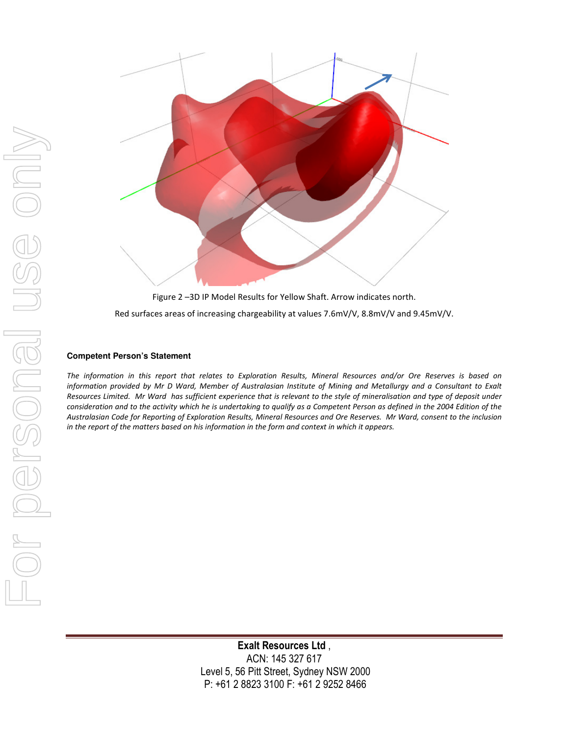Figure 2 –3D IP Model Results for Yellow Shaft. Arrow indicates north.

Red surfaces areas of increasing chargeability at values 7.6mV/V, 8.8mV/V and 9.45mV/V.

**Competent Person's Statement**

*The information in this report that relates to Exploration Results, Mineral Resources and/or Ore Reserves is based on information provided by Mr D Ward, Member of Australasian Institute of Mining and Metallurgy and a Consultant to Exalt Resources Limited. Mr Ward has sufficient experience that is relevant to the style of mineralisation and type of deposit under consideration and to the activity which he is undertaking to qualify as a Competent Person as defined in the 2004 Edition of the Australasian Code for Reporting of Exploration Results, Mineral Resources and Ore Reserves. Mr Ward, consent to the inclusion in the report of the matters based on his information in the form and context in which it appears.*

**Exalt Resources Ltd** ,
ACN: 145 327 617
Level 5, 56 Pitt Street, Sydney NSW 2000
P: +61 2 8823 3100 F: +61 2 9252 8466